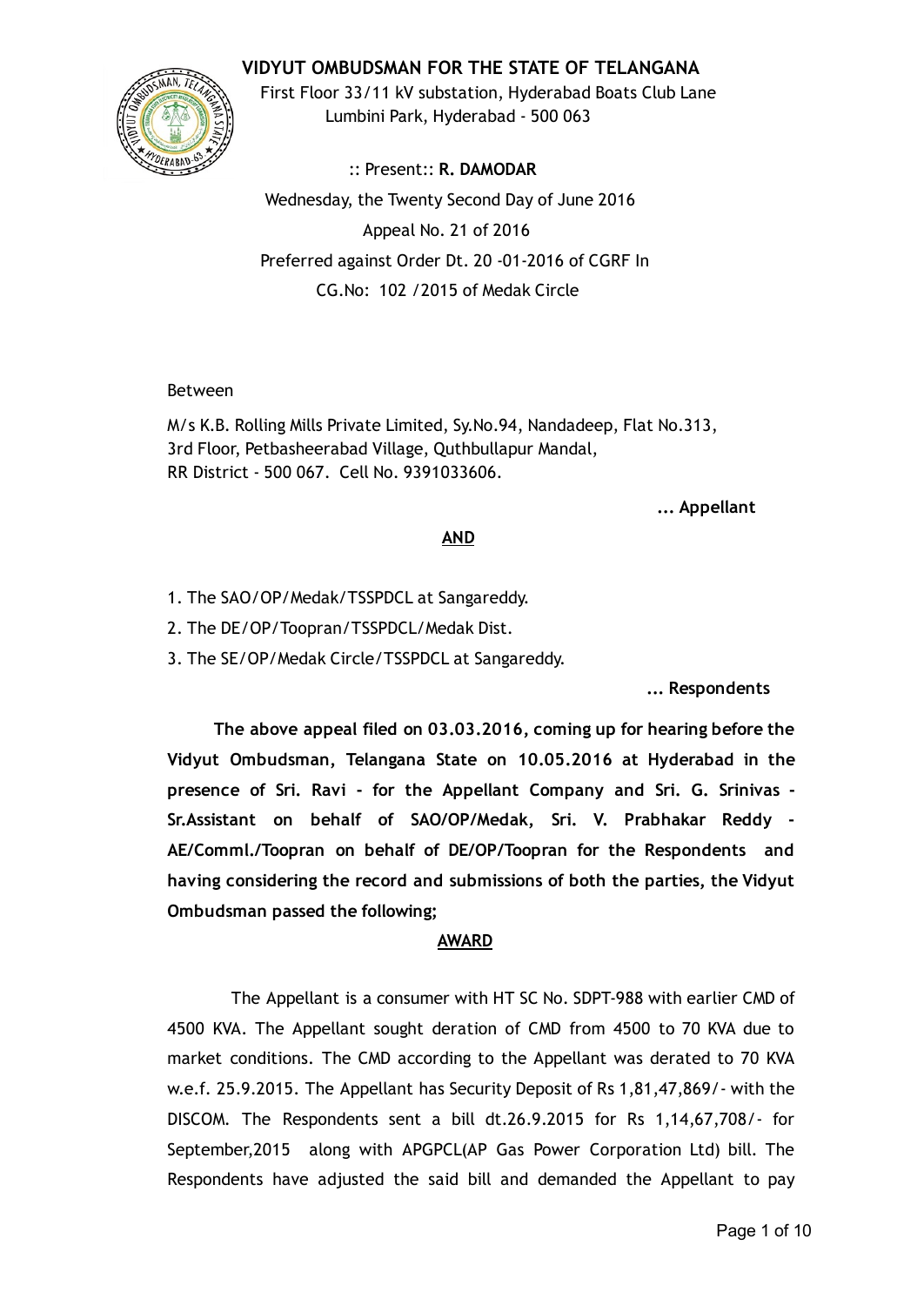# VIDYUT OMBUDSMAN FOR THE STATE OF TELANGANA

First Floor 33/11 kV substation, Hyderabad Boats Club Lane
Lumbini Park, Hyderabad - 500 063

:: Present:: **R. DAMODAR**

Wednesday, the Twenty Second Day of June 2016

Appeal No. 21 of 2016

Preferred against Order Dt. 20 -01-2016 of CGRF In
CG.No: 102 /2015 of Medak Circle

Between

M/s K.B. Rolling Mills Private Limited, Sy.No.94, Nandadeep, Flat No.313,
3rd Floor, Petbasheerabad Village, Quthbullapur Mandal,
RR District - 500 067. Cell No. 9391033606.

**... Appellant**

**AND**

1. The SAO/OP/Medak/TSSPDCL at Sangareddy.
2. The DE/OP/Toopran/TSSPDCL/Medak Dist.
3. The SE/OP/Medak Circle/TSSPDCL at Sangareddy.

**... Respondents**

**The above appeal filed on 03.03.2016, coming up for hearing before the Vidyut Ombudsman, Telangana State on 10.05.2016 at Hyderabad in the presence of Sri. Ravi - for the Appellant Company and Sri. G. Srinivas - Sr.Assistant on behalf of SAO/OP/Medak, Sri. V. Prabhakar Reddy - AE/Comml./Toopran on behalf of DE/OP/Toopran for the Respondents and having considering the record and submissions of both the parties, the Vidyut Ombudsman passed the following;**

## AWARD

The Appellant is a consumer with HT SC No. SDPT-988 with earlier CMD of 4500 KVA. The Appellant sought deration of CMD from 4500 to 70 KVA due to market conditions. The CMD according to the Appellant was derated to 70 KVA w.e.f. 25.9.2015. The Appellant has Security Deposit of Rs 1,81,47,869/- with the DISCOM. The Respondents sent a bill dt.26.9.2015 for Rs 1,14,67,708/- for September,2015 along with APGPCL(AP Gas Power Corporation Ltd) bill. The Respondents have adjusted the said bill and demanded the Appellant to pay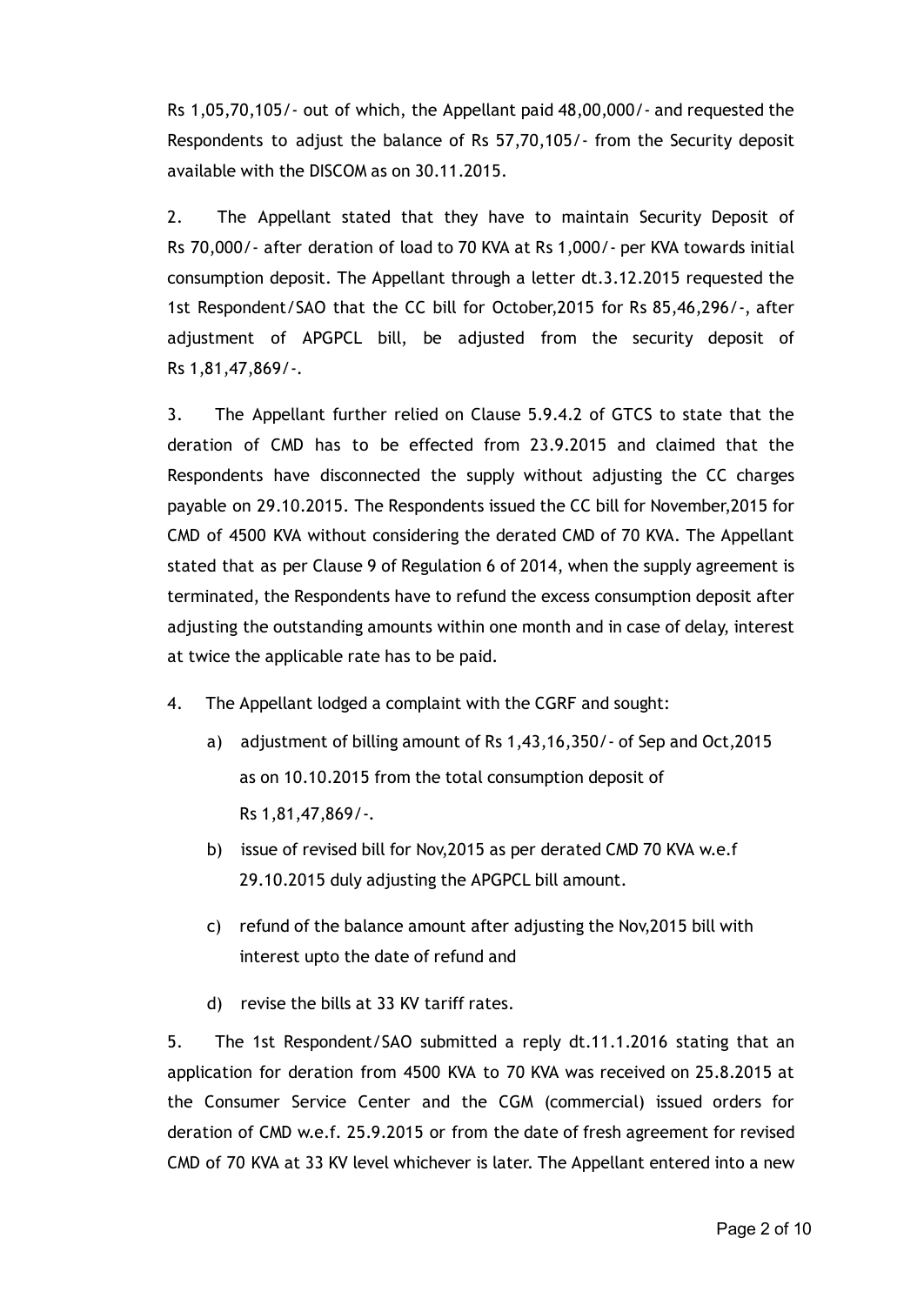Rs 1,05,70,105/- out of which, the Appellant paid 48,00,000/- and requested the Respondents to adjust the balance of Rs 57,70,105/- from the Security deposit available with the DISCOM as on 30.11.2015.

2. The Appellant stated that they have to maintain Security Deposit of Rs 70,000/- after deration of load to 70 KVA at Rs 1,000/- per KVA towards initial consumption deposit. The Appellant through a letter dt.3.12.2015 requested the 1st Respondent/SAO that the CC bill for October,2015 for Rs 85,46,296/-, after adjustment of APGPCL bill, be adjusted from the security deposit of Rs 1,81,47,869/-.

3. The Appellant further relied on Clause 5.9.4.2 of GTCS to state that the deration of CMD has to be effected from 23.9.2015 and claimed that the Respondents have disconnected the supply without adjusting the CC charges payable on 29.10.2015. The Respondents issued the CC bill for November,2015 for CMD of 4500 KVA without considering the derated CMD of 70 KVA. The Appellant stated that as per Clause 9 of Regulation 6 of 2014, when the supply agreement is terminated, the Respondents have to refund the excess consumption deposit after adjusting the outstanding amounts within one month and in case of delay, interest at twice the applicable rate has to be paid.

4. The Appellant lodged a complaint with the CGRF and sought:

   a) adjustment of billing amount of Rs 1,43,16,350/- of Sep and Oct,2015 as on 10.10.2015 from the total consumption deposit of Rs 1,81,47,869/-.

   b) issue of revised bill for Nov,2015 as per derated CMD 70 KVA w.e.f 29.10.2015 duly adjusting the APGPCL bill amount.

   c) refund of the balance amount after adjusting the Nov,2015 bill with interest upto the date of refund and

   d) revise the bills at 33 KV tariff rates.

5. The 1st Respondent/SAO submitted a reply dt.11.1.2016 stating that an application for deration from 4500 KVA to 70 KVA was received on 25.8.2015 at the Consumer Service Center and the CGM (commercial) issued orders for deration of CMD w.e.f. 25.9.2015 or from the date of fresh agreement for revised CMD of 70 KVA at 33 KV level whichever is later. The Appellant entered into a new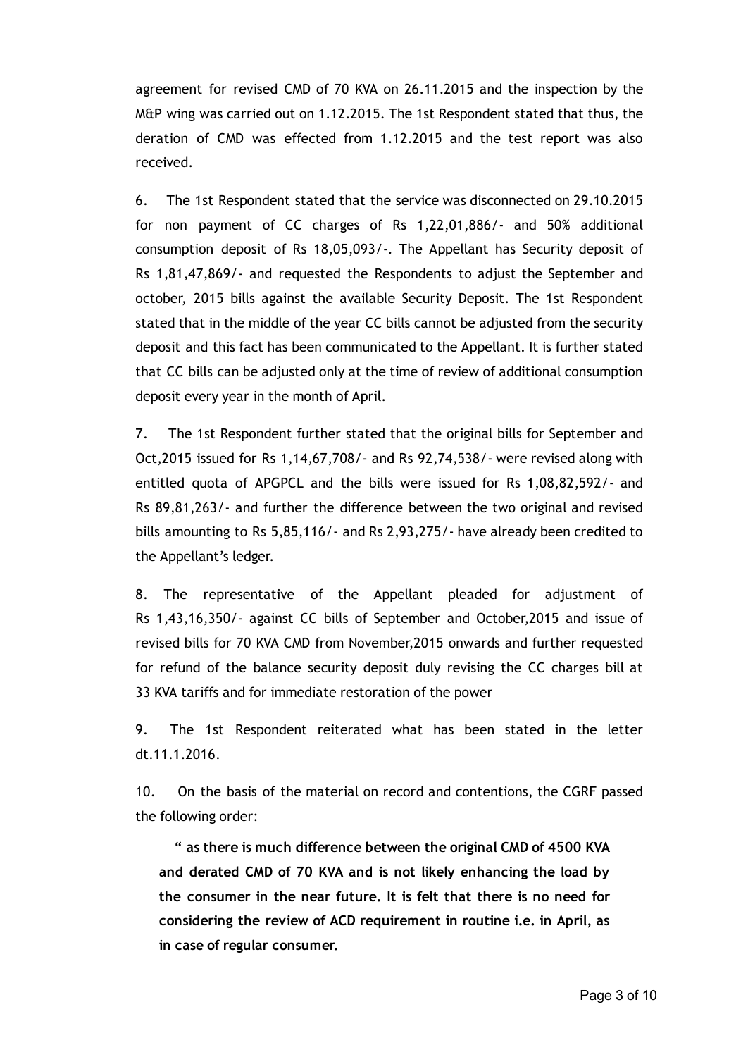agreement for revised CMD of 70 KVA on 26.11.2015 and the inspection by the M&P wing was carried out on 1.12.2015. The 1st Respondent stated that thus, the deration of CMD was effected from 1.12.2015 and the test report was also received.

6. The 1st Respondent stated that the service was disconnected on 29.10.2015 for non payment of CC charges of Rs 1,22,01,886/- and 50% additional consumption deposit of Rs 18,05,093/-. The Appellant has Security deposit of Rs 1,81,47,869/- and requested the Respondents to adjust the September and october, 2015 bills against the available Security Deposit. The 1st Respondent stated that in the middle of the year CC bills cannot be adjusted from the security deposit and this fact has been communicated to the Appellant. It is further stated that CC bills can be adjusted only at the time of review of additional consumption deposit every year in the month of April.

7. The 1st Respondent further stated that the original bills for September and Oct,2015 issued for Rs 1,14,67,708/- and Rs 92,74,538/- were revised along with entitled quota of APGPCL and the bills were issued for Rs 1,08,82,592/- and Rs 89,81,263/- and further the difference between the two original and revised bills amounting to Rs 5,85,116/- and Rs 2,93,275/- have already been credited to the Appellant's ledger.

8. The representative of the Appellant pleaded for adjustment of Rs 1,43,16,350/- against CC bills of September and October,2015 and issue of revised bills for 70 KVA CMD from November,2015 onwards and further requested for refund of the balance security deposit duly revising the CC charges bill at 33 KVA tariffs and for immediate restoration of the power

9. The 1st Respondent reiterated what has been stated in the letter dt.11.1.2016.

10. On the basis of the material on record and contentions, the CGRF passed the following order:

> **" as there is much difference between the original CMD of 4500 KVA and derated CMD of 70 KVA and is not likely enhancing the load by the consumer in the near future. It is felt that there is no need for considering the review of ACD requirement in routine i.e. in April, as in case of regular consumer.**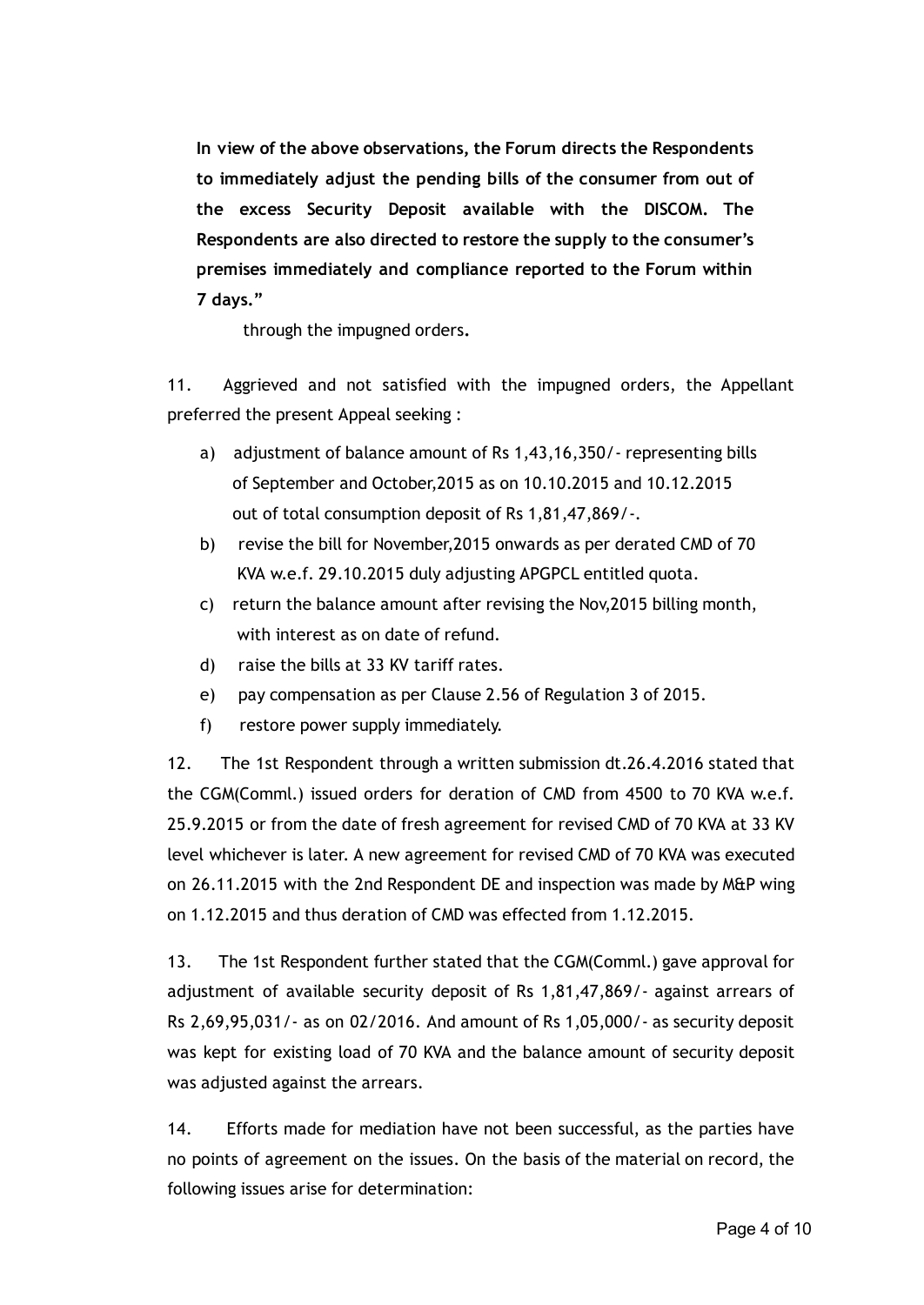**In view of the above observations, the Forum directs the Respondents to immediately adjust the pending bills of the consumer from out of the excess Security Deposit available with the DISCOM. The Respondents are also directed to restore the supply to the consumer's premises immediately and compliance reported to the Forum within 7 days."**

through the impugned orders**.**

11. Aggrieved and not satisfied with the impugned orders, the Appellant preferred the present Appeal seeking :

a) adjustment of balance amount of Rs 1,43,16,350/- representing bills of September and October,2015 as on 10.10.2015 and 10.12.2015 out of total consumption deposit of Rs 1,81,47,869/-.

b) revise the bill for November,2015 onwards as per derated CMD of 70 KVA w.e.f. 29.10.2015 duly adjusting APGPCL entitled quota.

c) return the balance amount after revising the Nov,2015 billing month, with interest as on date of refund.

d) raise the bills at 33 KV tariff rates.

e) pay compensation as per Clause 2.56 of Regulation 3 of 2015.

f) restore power supply immediately.

12. The 1st Respondent through a written submission dt.26.4.2016 stated that the CGM(Comml.) issued orders for deration of CMD from 4500 to 70 KVA w.e.f. 25.9.2015 or from the date of fresh agreement for revised CMD of 70 KVA at 33 KV level whichever is later. A new agreement for revised CMD of 70 KVA was executed on 26.11.2015 with the 2nd Respondent DE and inspection was made by M&P wing on 1.12.2015 and thus deration of CMD was effected from 1.12.2015.

13. The 1st Respondent further stated that the CGM(Comml.) gave approval for adjustment of available security deposit of Rs 1,81,47,869/- against arrears of Rs 2,69,95,031/- as on 02/2016. And amount of Rs 1,05,000/- as security deposit was kept for existing load of 70 KVA and the balance amount of security deposit was adjusted against the arrears.

14. Efforts made for mediation have not been successful, as the parties have no points of agreement on the issues. On the basis of the material on record, the following issues arise for determination: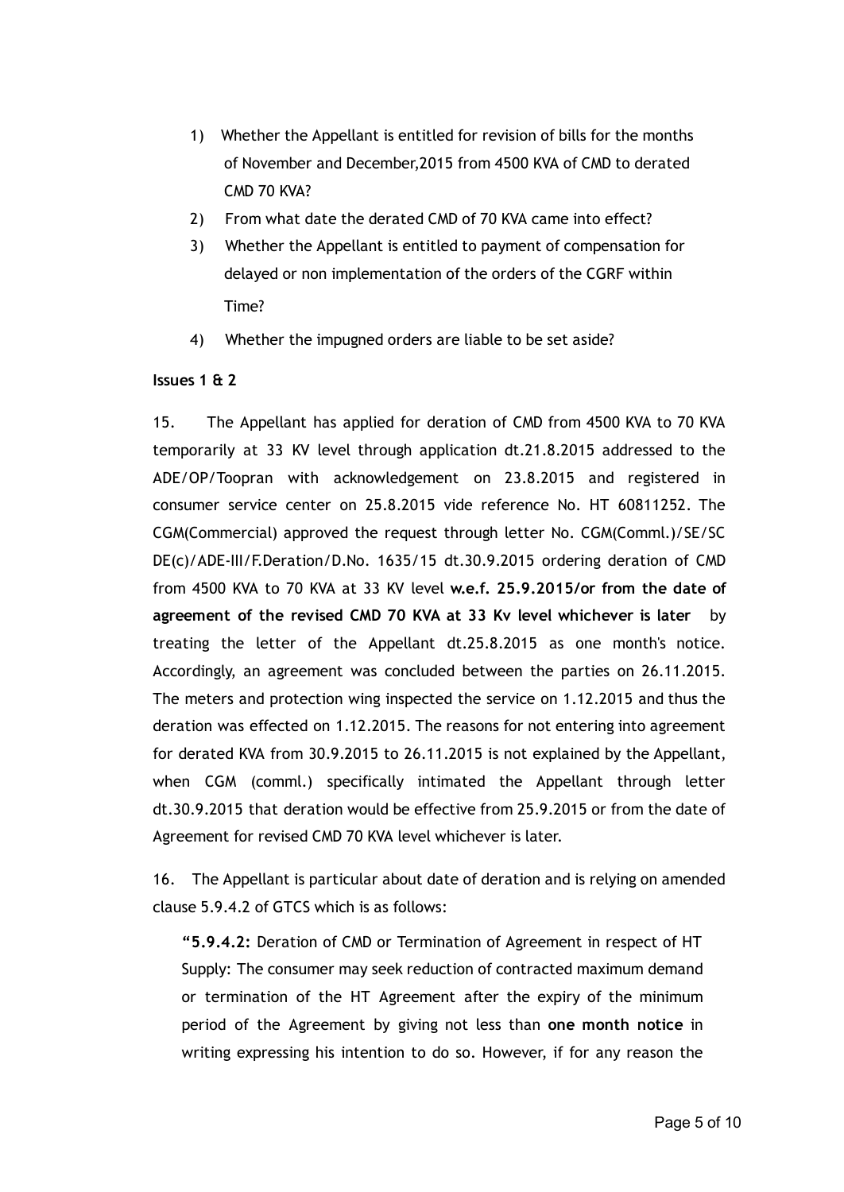1) Whether the Appellant is entitled for revision of bills for the months of November and December,2015 from 4500 KVA of CMD to derated CMD 70 KVA?
2) From what date the derated CMD of 70 KVA came into effect?
3) Whether the Appellant is entitled to payment of compensation for delayed or non implementation of the orders of the CGRF within Time?
4) Whether the impugned orders are liable to be set aside?

**Issues 1 & 2**

15. The Appellant has applied for deration of CMD from 4500 KVA to 70 KVA temporarily at 33 KV level through application dt.21.8.2015 addressed to the ADE/OP/Toopran with acknowledgement on 23.8.2015 and registered in consumer service center on 25.8.2015 vide reference No. HT 60811252. The CGM(Commercial) approved the request through letter No. CGM(Comml.)/SE/SC DE(c)/ADE-III/F.Deration/D.No. 1635/15 dt.30.9.2015 ordering deration of CMD from 4500 KVA to 70 KVA at 33 KV level **w.e.f. 25.9.2015/or from the date of agreement of the revised CMD 70 KVA at 33 Kv level whichever is later** by treating the letter of the Appellant dt.25.8.2015 as one month's notice. Accordingly, an agreement was concluded between the parties on 26.11.2015. The meters and protection wing inspected the service on 1.12.2015 and thus the deration was effected on 1.12.2015. The reasons for not entering into agreement for derated KVA from 30.9.2015 to 26.11.2015 is not explained by the Appellant, when CGM (comml.) specifically intimated the Appellant through letter dt.30.9.2015 that deration would be effective from 25.9.2015 or from the date of Agreement for revised CMD 70 KVA level whichever is later.

16. The Appellant is particular about date of deration and is relying on amended clause 5.9.4.2 of GTCS which is as follows:

> "**5.9.4.2:** Deration of CMD or Termination of Agreement in respect of HT Supply: The consumer may seek reduction of contracted maximum demand or termination of the HT Agreement after the expiry of the minimum period of the Agreement by giving not less than **one month notice** in writing expressing his intention to do so. However, if for any reason the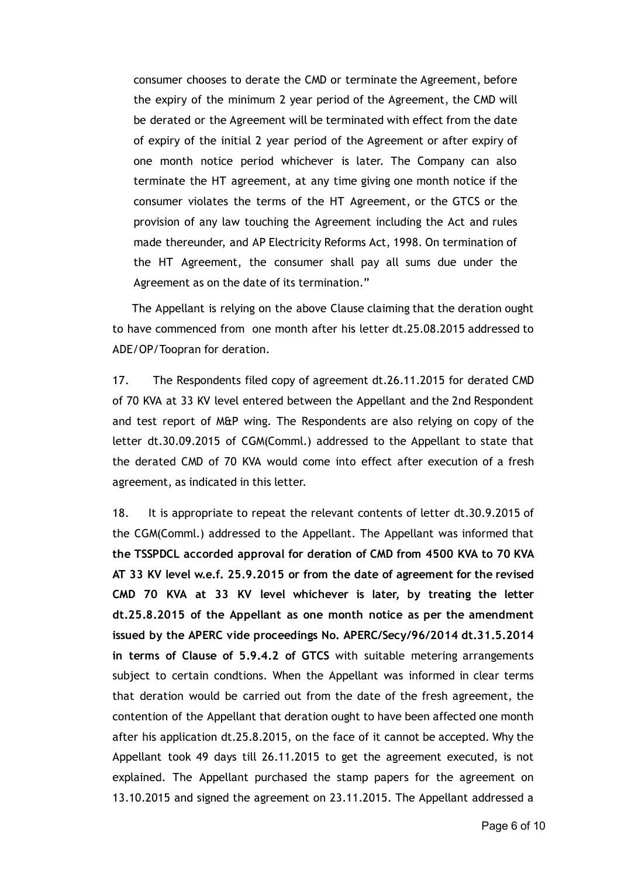consumer chooses to derate the CMD or terminate the Agreement, before the expiry of the minimum 2 year period of the Agreement, the CMD will be derated or the Agreement will be terminated with effect from the date of expiry of the initial 2 year period of the Agreement or after expiry of one month notice period whichever is later. The Company can also terminate the HT agreement, at any time giving one month notice if the consumer violates the terms of the HT Agreement, or the GTCS or the provision of any law touching the Agreement including the Act and rules made thereunder, and AP Electricity Reforms Act, 1998. On termination of the HT Agreement, the consumer shall pay all sums due under the Agreement as on the date of its termination."

The Appellant is relying on the above Clause claiming that the deration ought to have commenced from one month after his letter dt.25.08.2015 addressed to ADE/OP/Toopran for deration.

17. The Respondents filed copy of agreement dt.26.11.2015 for derated CMD of 70 KVA at 33 KV level entered between the Appellant and the 2nd Respondent and test report of M&P wing. The Respondents are also relying on copy of the letter dt.30.09.2015 of CGM(Comml.) addressed to the Appellant to state that the derated CMD of 70 KVA would come into effect after execution of a fresh agreement, as indicated in this letter.

18. It is appropriate to repeat the relevant contents of letter dt.30.9.2015 of the CGM(Comml.) addressed to the Appellant. The Appellant was informed that **the TSSPDCL accorded approval for deration of CMD from 4500 KVA to 70 KVA AT 33 KV level w.e.f. 25.9.2015 or from the date of agreement for the revised CMD 70 KVA at 33 KV level whichever is later, by treating the letter dt.25.8.2015 of the Appellant as one month notice as per the amendment issued by the APERC vide proceedings No. APERC/Secy/96/2014 dt.31.5.2014 in terms of Clause of 5.9.4.2 of GTCS** with suitable metering arrangements subject to certain condtions. When the Appellant was informed in clear terms that deration would be carried out from the date of the fresh agreement, the contention of the Appellant that deration ought to have been affected one month after his application dt.25.8.2015, on the face of it cannot be accepted. Why the Appellant took 49 days till 26.11.2015 to get the agreement executed, is not explained. The Appellant purchased the stamp papers for the agreement on 13.10.2015 and signed the agreement on 23.11.2015. The Appellant addressed a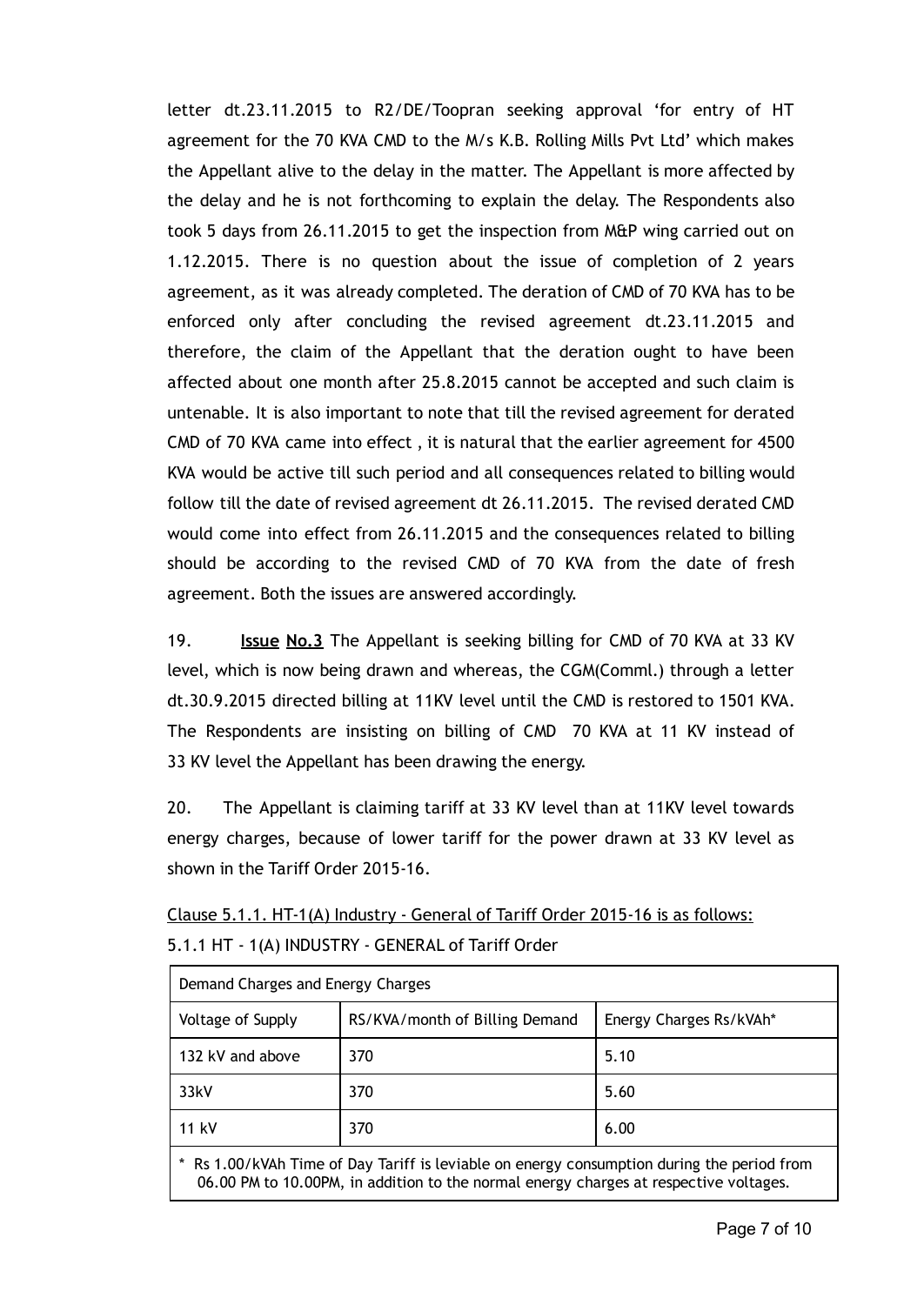letter dt.23.11.2015 to R2/DE/Toopran seeking approval 'for entry of HT agreement for the 70 KVA CMD to the M/s K.B. Rolling Mills Pvt Ltd' which makes the Appellant alive to the delay in the matter. The Appellant is more affected by the delay and he is not forthcoming to explain the delay. The Respondents also took 5 days from 26.11.2015 to get the inspection from M&P wing carried out on 1.12.2015. There is no question about the issue of completion of 2 years agreement, as it was already completed. The deration of CMD of 70 KVA has to be enforced only after concluding the revised agreement dt.23.11.2015 and therefore, the claim of the Appellant that the deration ought to have been affected about one month after 25.8.2015 cannot be accepted and such claim is untenable. It is also important to note that till the revised agreement for derated CMD of 70 KVA came into effect , it is natural that the earlier agreement for 4500 KVA would be active till such period and all consequences related to billing would follow till the date of revised agreement dt 26.11.2015. The revised derated CMD would come into effect from 26.11.2015 and the consequences related to billing should be according to the revised CMD of 70 KVA from the date of fresh agreement. Both the issues are answered accordingly.

19. **<u>Issue</u> <u>No.3</u>** The Appellant is seeking billing for CMD of 70 KVA at 33 KV level, which is now being drawn and whereas, the CGM(Comml.) through a letter dt.30.9.2015 directed billing at 11KV level until the CMD is restored to 1501 KVA. The Respondents are insisting on billing of CMD 70 KVA at 11 KV instead of 33 KV level the Appellant has been drawing the energy.

20. The Appellant is claiming tariff at 33 KV level than at 11KV level towards energy charges, because of lower tariff for the power drawn at 33 KV level as shown in the Tariff Order 2015-16.

<u>Clause 5.1.1. HT-1(A) Industry - General of Tariff Order 2015-16 is as follows:</u>

5.1.1 HT - 1(A) INDUSTRY - GENERAL of Tariff Order

| Demand Charges and Energy Charges | | |
|---|---|---|
| Voltage of Supply | RS/KVA/month of Billing Demand | Energy Charges Rs/kVAh* |
| 132 kV and above | 370 | 5.10 |
| 33kV | 370 | 5.60 |
| 11 kV | 370 | 6.00 |
| * Rs 1.00/kVAh Time of Day Tariff is leviable on energy consumption during the period from 06.00 PM to 10.00PM, in addition to the normal energy charges at respective voltages. | | |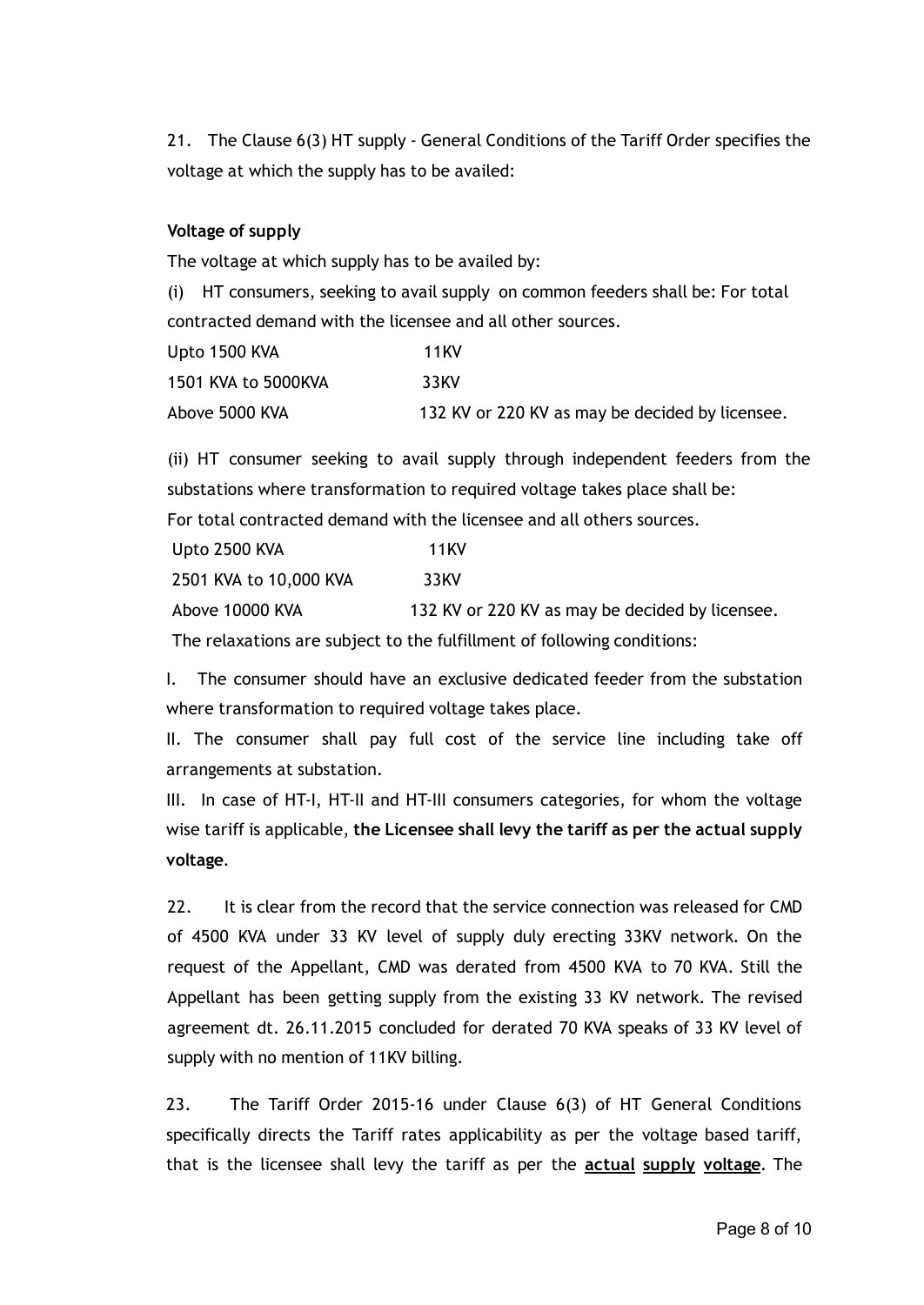21. The Clause 6(3) HT supply - General Conditions of the Tariff Order specifies the voltage at which the supply has to be availed:

**Voltage of supply**

The voltage at which supply has to be availed by:

(i) HT consumers, seeking to avail supply on common feeders shall be: For total contracted demand with the licensee and all other sources.

| | |
|---|---|
| Upto 1500 KVA | 11KV |
| 1501 KVA to 5000KVA | 33KV |
| Above 5000 KVA | 132 KV or 220 KV as may be decided by licensee. |

(ii) HT consumer seeking to avail supply through independent feeders from the substations where transformation to required voltage takes place shall be:

For total contracted demand with the licensee and all others sources.

| | |
|---|---|
| Upto 2500 KVA | 11KV |
| 2501 KVA to 10,000 KVA | 33KV |
| Above 10000 KVA | 132 KV or 220 KV as may be decided by licensee. |

The relaxations are subject to the fulfillment of following conditions:

I. The consumer should have an exclusive dedicated feeder from the substation where transformation to required voltage takes place.

II. The consumer shall pay full cost of the service line including take off arrangements at substation.

III. In case of HT-I, HT-II and HT-III consumers categories, for whom the voltage wise tariff is applicable, **the Licensee shall levy the tariff as per the actual supply voltage**.

22. It is clear from the record that the service connection was released for CMD of 4500 KVA under 33 KV level of supply duly erecting 33KV network. On the request of the Appellant, CMD was derated from 4500 KVA to 70 KVA. Still the Appellant has been getting supply from the existing 33 KV network. The revised agreement dt. 26.11.2015 concluded for derated 70 KVA speaks of 33 KV level of supply with no mention of 11KV billing.

23. The Tariff Order 2015-16 under Clause 6(3) of HT General Conditions specifically directs the Tariff rates applicability as per the voltage based tariff, that is the licensee shall levy the tariff as per the **actual supply voltage**. The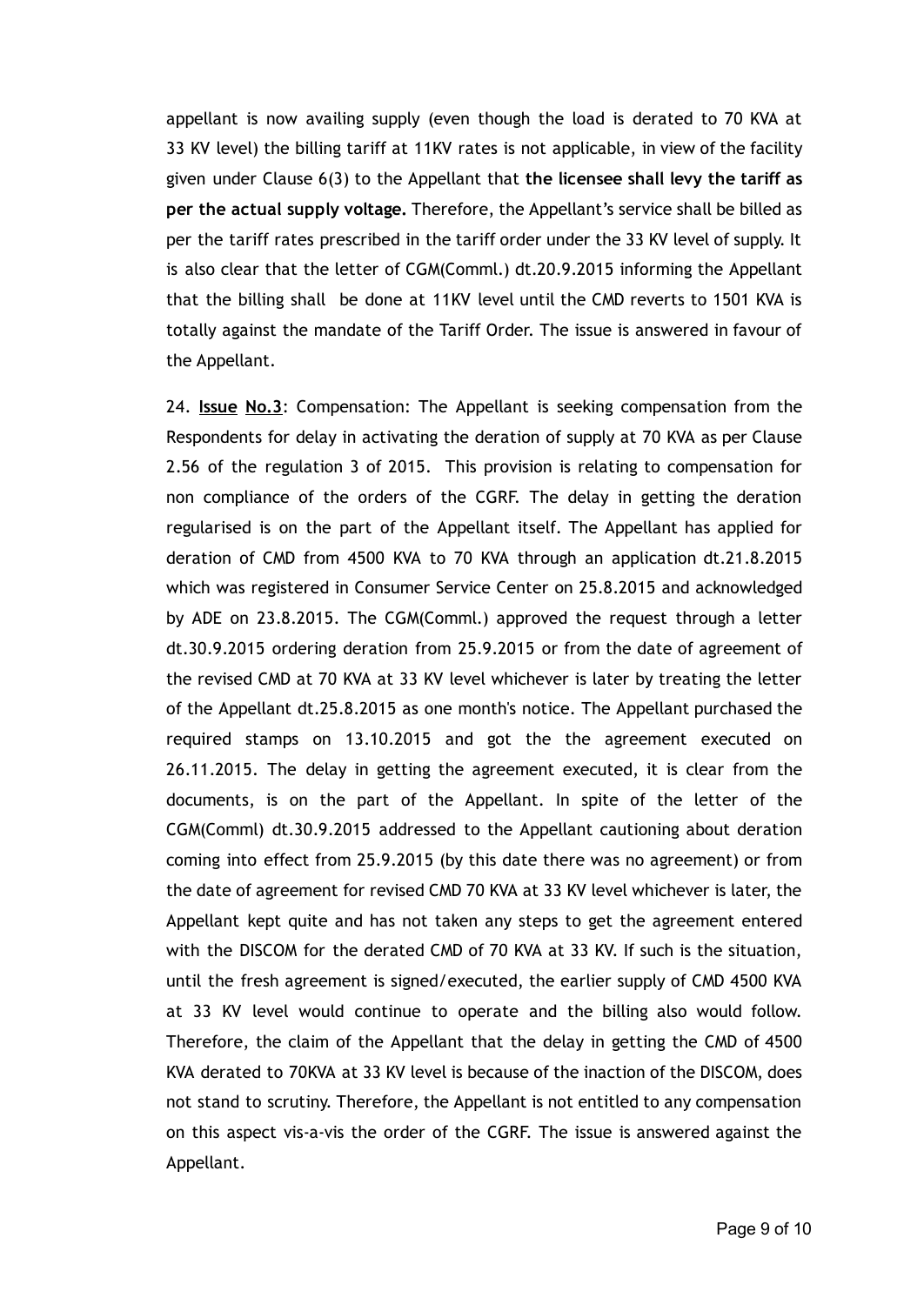appellant is now availing supply (even though the load is derated to 70 KVA at 33 KV level) the billing tariff at 11KV rates is not applicable, in view of the facility given under Clause 6(3) to the Appellant that **the licensee shall levy the tariff as per the actual supply voltage.** Therefore, the Appellant's service shall be billed as per the tariff rates prescribed in the tariff order under the 33 KV level of supply. It is also clear that the letter of CGM(Comml.) dt.20.9.2015 informing the Appellant that the billing shall be done at 11KV level until the CMD reverts to 1501 KVA is totally against the mandate of the Tariff Order. The issue is answered in favour of the Appellant.

24. **Issue No.3**: Compensation: The Appellant is seeking compensation from the Respondents for delay in activating the deration of supply at 70 KVA as per Clause 2.56 of the regulation 3 of 2015. This provision is relating to compensation for non compliance of the orders of the CGRF. The delay in getting the deration regularised is on the part of the Appellant itself. The Appellant has applied for deration of CMD from 4500 KVA to 70 KVA through an application dt.21.8.2015 which was registered in Consumer Service Center on 25.8.2015 and acknowledged by ADE on 23.8.2015. The CGM(Comml.) approved the request through a letter dt.30.9.2015 ordering deration from 25.9.2015 or from the date of agreement of the revised CMD at 70 KVA at 33 KV level whichever is later by treating the letter of the Appellant dt.25.8.2015 as one month's notice. The Appellant purchased the required stamps on 13.10.2015 and got the the agreement executed on 26.11.2015. The delay in getting the agreement executed, it is clear from the documents, is on the part of the Appellant. In spite of the letter of the CGM(Comml) dt.30.9.2015 addressed to the Appellant cautioning about deration coming into effect from 25.9.2015 (by this date there was no agreement) or from the date of agreement for revised CMD 70 KVA at 33 KV level whichever is later, the Appellant kept quite and has not taken any steps to get the agreement entered with the DISCOM for the derated CMD of 70 KVA at 33 KV. If such is the situation, until the fresh agreement is signed/executed, the earlier supply of CMD 4500 KVA at 33 KV level would continue to operate and the billing also would follow. Therefore, the claim of the Appellant that the delay in getting the CMD of 4500 KVA derated to 70KVA at 33 KV level is because of the inaction of the DISCOM, does not stand to scrutiny. Therefore, the Appellant is not entitled to any compensation on this aspect vis-a-vis the order of the CGRF. The issue is answered against the Appellant.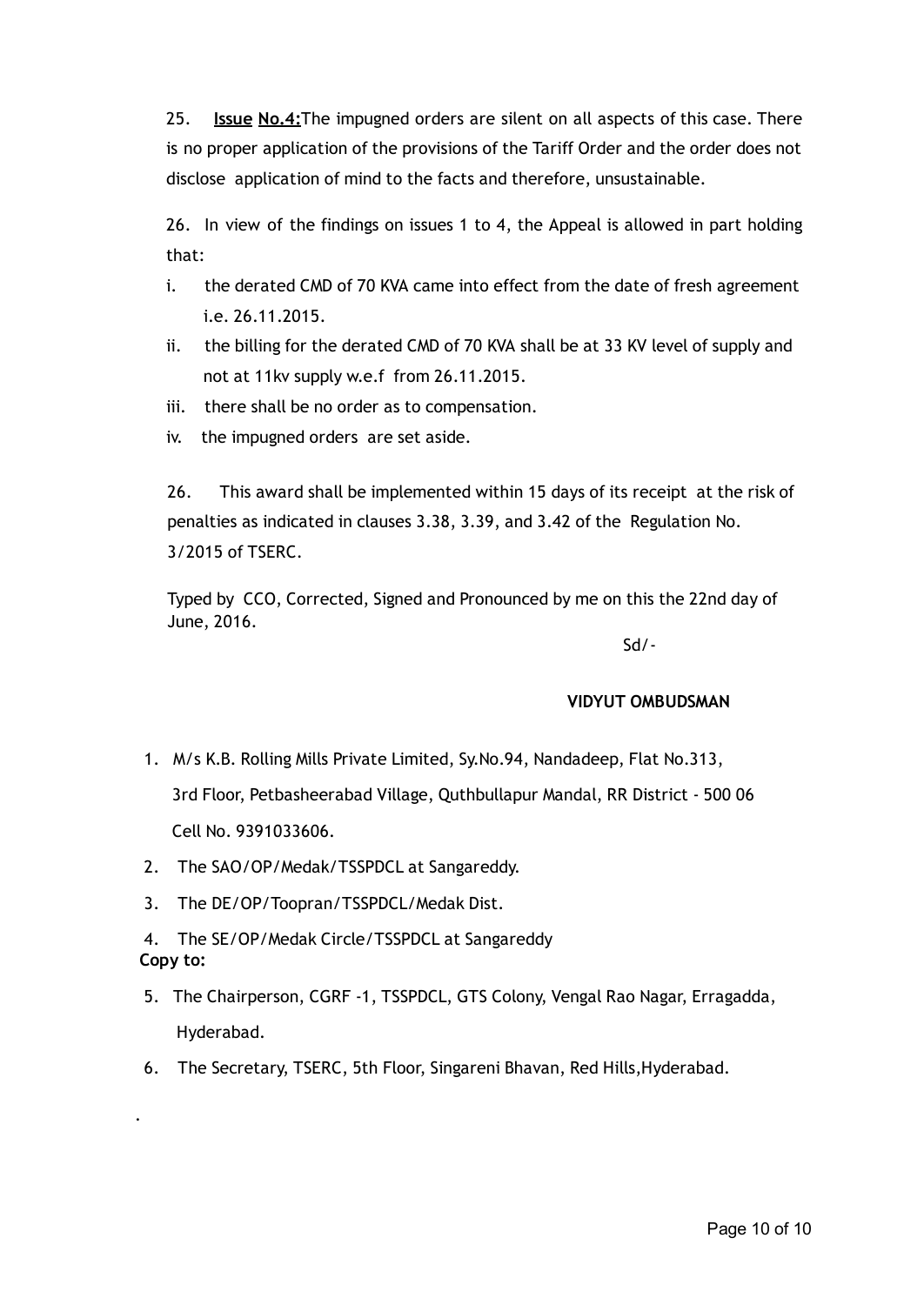25. **<u>Issue</u> <u>No.4:</u>**The impugned orders are silent on all aspects of this case. There is no proper application of the provisions of the Tariff Order and the order does not disclose application of mind to the facts and therefore, unsustainable.

26. In view of the findings on issues 1 to 4, the Appeal is allowed in part holding that:

i. the derated CMD of 70 KVA came into effect from the date of fresh agreement i.e. 26.11.2015.

ii. the billing for the derated CMD of 70 KVA shall be at 33 KV level of supply and not at 11kv supply w.e.f from 26.11.2015.

iii. there shall be no order as to compensation.

iv. the impugned orders are set aside.

26. This award shall be implemented within 15 days of its receipt at the risk of penalties as indicated in clauses 3.38, 3.39, and 3.42 of the Regulation No. 3/2015 of TSERC.

Typed by CCO, Corrected, Signed and Pronounced by me on this the 22nd day of June, 2016.

Sd/-

**VIDYUT OMBUDSMAN**

1. M/s K.B. Rolling Mills Private Limited, Sy.No.94, Nandadeep, Flat No.313, 3rd Floor, Petbasheerabad Village, Quthbullapur Mandal, RR District - 500 06 Cell No. 9391033606.
2. The SAO/OP/Medak/TSSPDCL at Sangareddy.
3. The DE/OP/Toopran/TSSPDCL/Medak Dist.
4. The SE/OP/Medak Circle/TSSPDCL at Sangareddy

**Copy to:**

5. The Chairperson, CGRF -1, TSSPDCL, GTS Colony, Vengal Rao Nagar, Erragadda, Hyderabad.
6. The Secretary, TSERC, 5th Floor, Singareni Bhavan, Red Hills,Hyderabad.